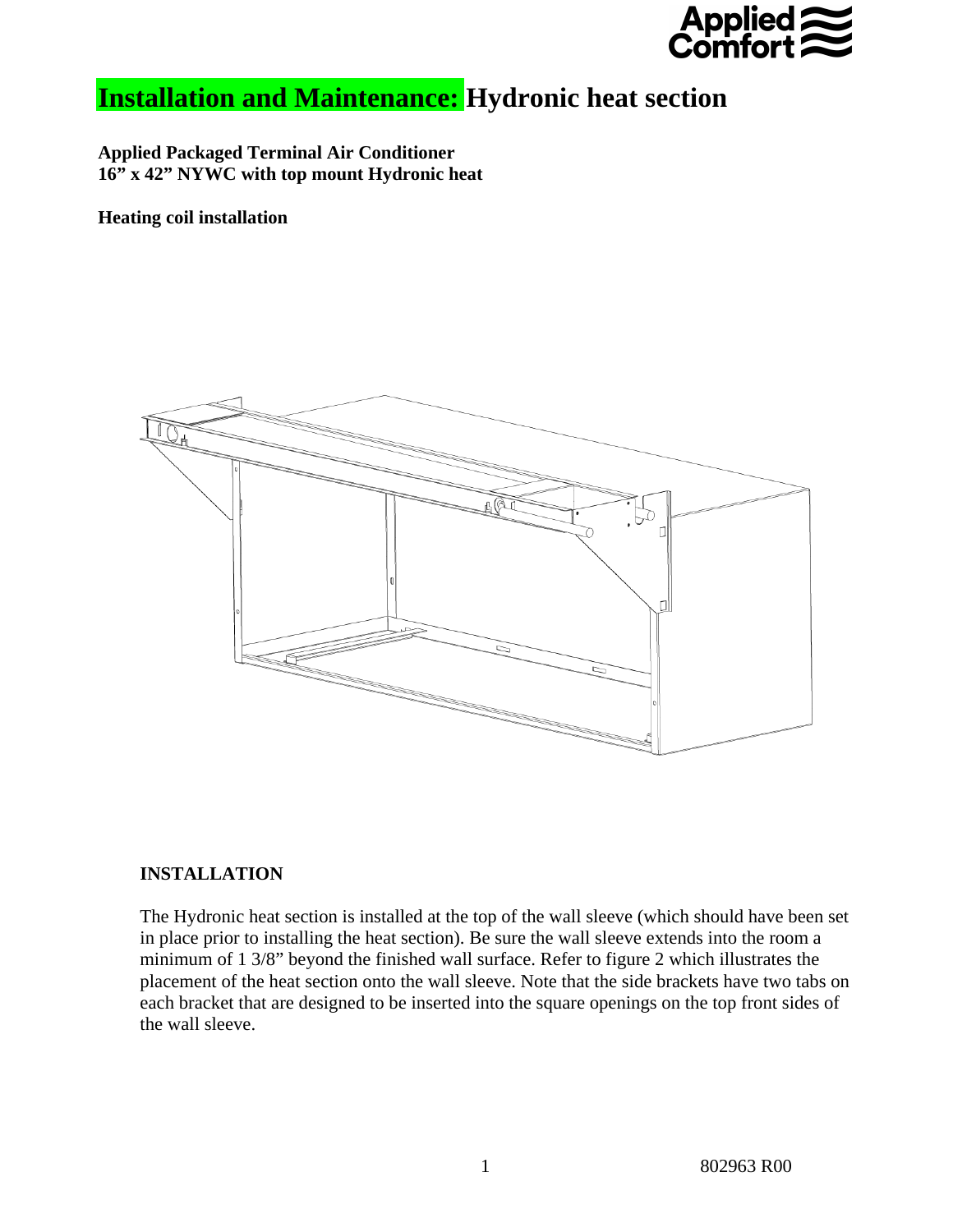# Installation and Maintenance: Hydronic heat section

**Applied Packaged Terminal Air Conditioner**
**16" x 42" NYWC with top mount Hydronic heat**

**Heating coil installation**

### INSTALLATION

The Hydronic heat section is installed at the top of the wall sleeve (which should have been set in place prior to installing the heat section). Be sure the wall sleeve extends into the room a minimum of 1 3/8" beyond the finished wall surface. Refer to figure 2 which illustrates the placement of the heat section onto the wall sleeve. Note that the side brackets have two tabs on each bracket that are designed to be inserted into the square openings on the top front sides of the wall sleeve.

802963 R00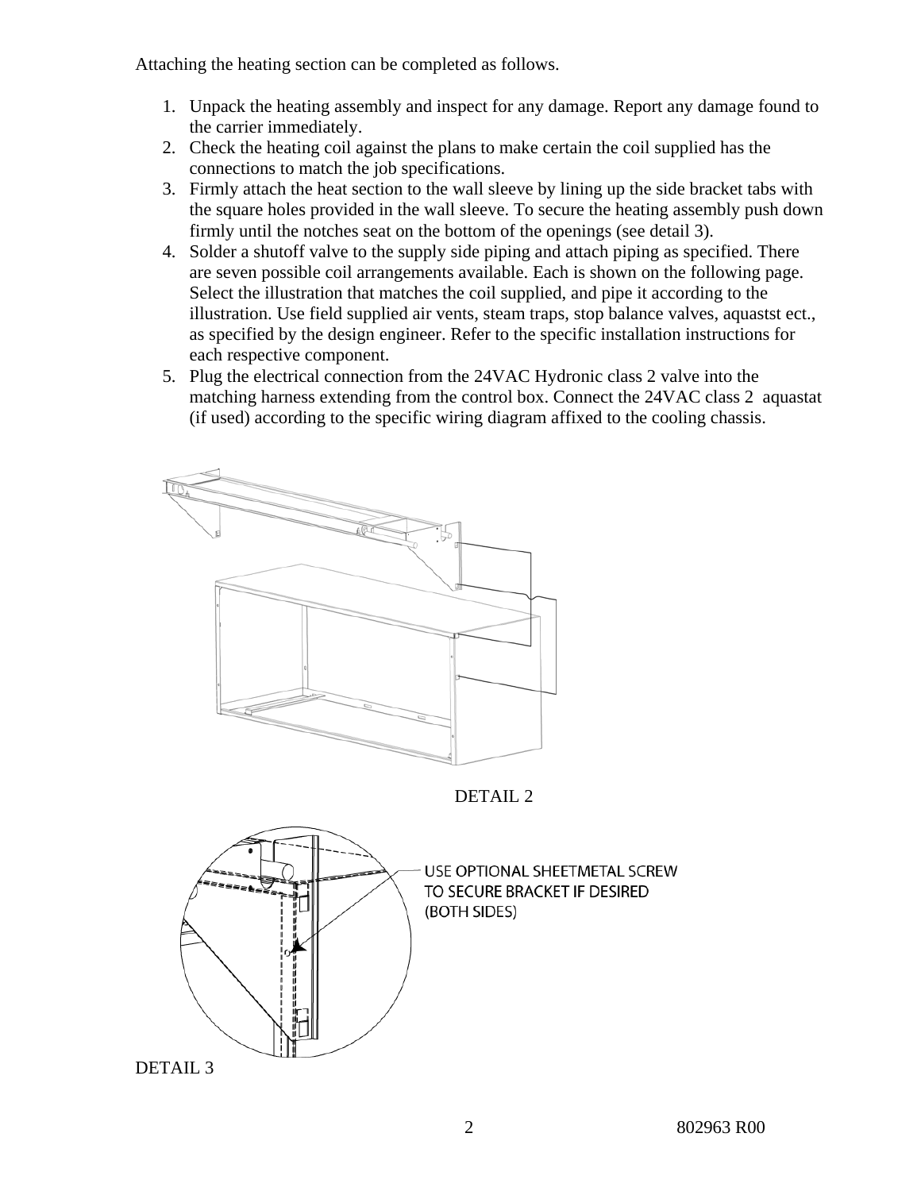Attaching the heating section can be completed as follows.

1. Unpack the heating assembly and inspect for any damage. Report any damage found to the carrier immediately.
2. Check the heating coil against the plans to make certain the coil supplied has the connections to match the job specifications.
3. Firmly attach the heat section to the wall sleeve by lining up the side bracket tabs with the square holes provided in the wall sleeve. To secure the heating assembly push down firmly until the notches seat on the bottom of the openings (see detail 3).
4. Solder a shutoff valve to the supply side piping and attach piping as specified. There are seven possible coil arrangements available. Each is shown on the following page. Select the illustration that matches the coil supplied, and pipe it according to the illustration. Use field supplied air vents, steam traps, stop balance valves, aquastst ect., as specified by the design engineer. Refer to the specific installation instructions for each respective component.
5. Plug the electrical connection from the 24VAC Hydronic class 2 valve into the matching harness extending from the control box. Connect the 24VAC class 2 aquastat (if used) according to the specific wiring diagram affixed to the cooling chassis.

DETAIL 2

USE OPTIONAL SHEETMETAL SCREW TO SECURE BRACKET IF DESIRED (BOTH SIDES)

DETAIL 3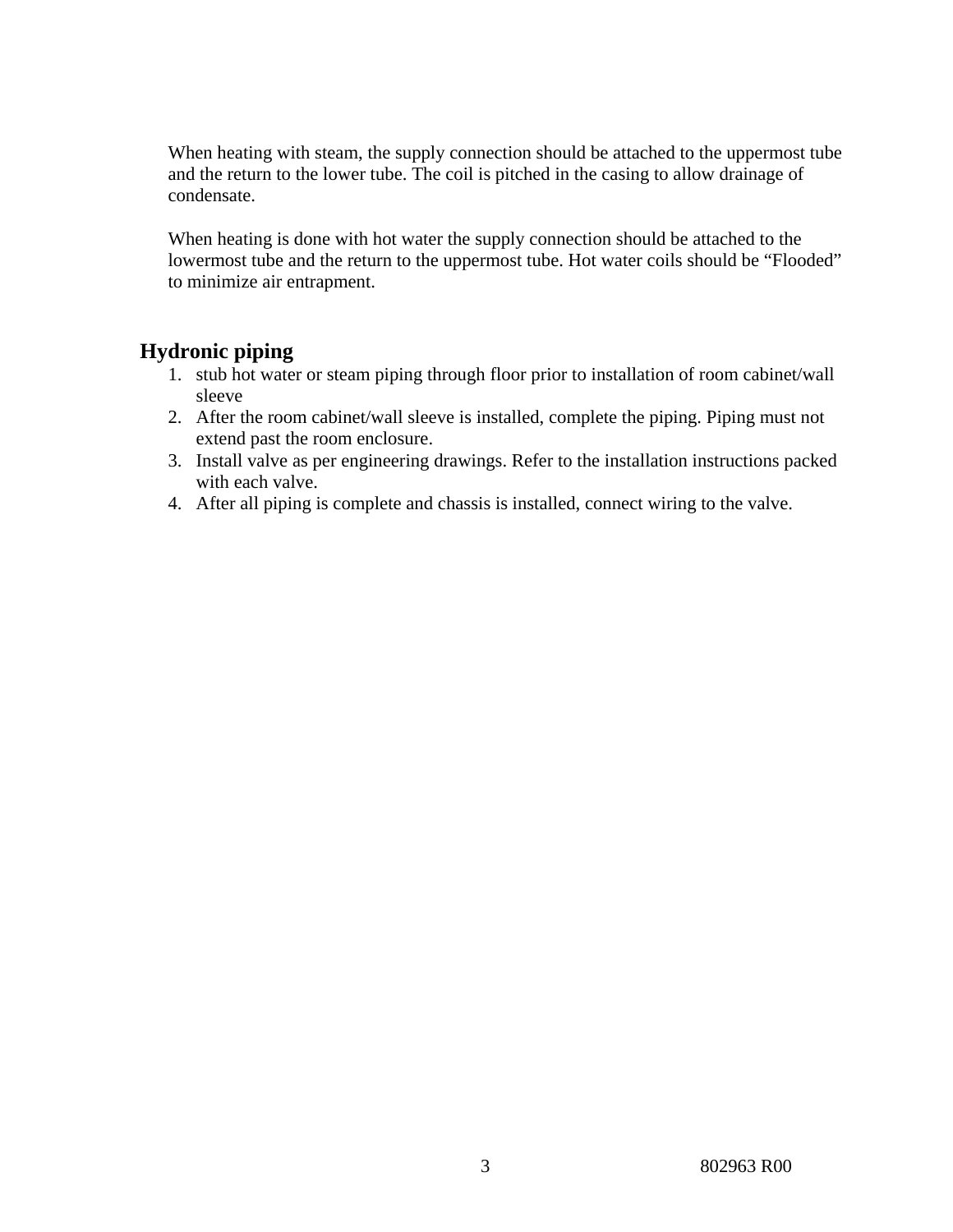When heating with steam, the supply connection should be attached to the uppermost tube and the return to the lower tube. The coil is pitched in the casing to allow drainage of condensate.

When heating is done with hot water the supply connection should be attached to the lowermost tube and the return to the uppermost tube. Hot water coils should be “Flooded” to minimize air entrapment.

## Hydronic piping

1. stub hot water or steam piping through floor prior to installation of room cabinet/wall sleeve
2. After the room cabinet/wall sleeve is installed, complete the piping. Piping must not extend past the room enclosure.
3. Install valve as per engineering drawings. Refer to the installation instructions packed with each valve.
4. After all piping is complete and chassis is installed, connect wiring to the valve.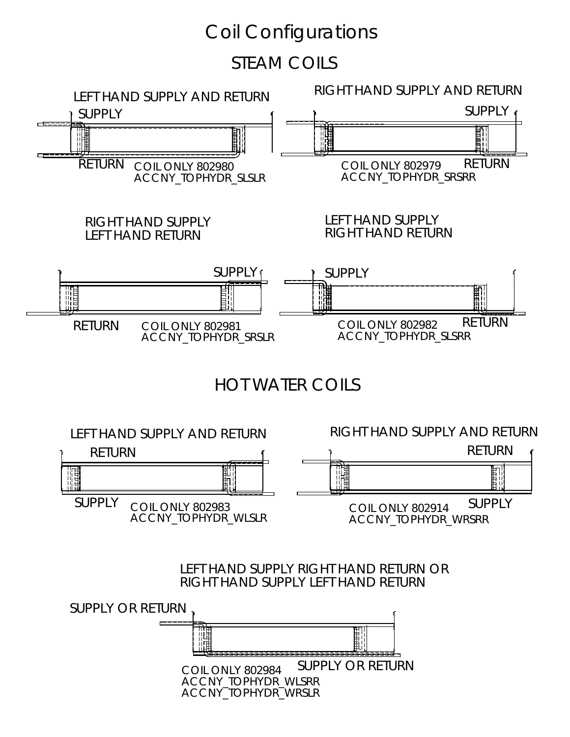# Coil Configurations

## STEAM COILS

### LEFT HAND SUPPLY AND RETURN

SUPPLY

RETURN

COIL ONLY 802980
ACCNY_TOPHYDR_SLSLR

### RIGHT HAND SUPPLY AND RETURN

SUPPLY

RETURN

COIL ONLY 802979
ACCNY_TOPHYDR_SRSRR

### RIGHT HAND SUPPLY LEFT HAND RETURN

SUPPLY

RETURN

COIL ONLY 802981
ACCNY_TOPHYDR_SRSLR

### LEFT HAND SUPPLY RIGHT HAND RETURN

SUPPLY

RETURN

COIL ONLY 802982
ACCNY_TOPHYDR_SLSRR

## HOT WATER COILS

### LEFT HAND SUPPLY AND RETURN

RETURN

SUPPLY

COIL ONLY 802983
ACCNY_TOPHYDR_WLSLR

### RIGHT HAND SUPPLY AND RETURN

RETURN

SUPPLY

COIL ONLY 802914
ACCNY_TOPHYDR_WRSRR

### LEFT HAND SUPPLY RIGHT HAND RETURN OR RIGHT HAND SUPPLY LEFT HAND RETURN

SUPPLY OR RETURN

SUPPLY OR RETURN

COIL ONLY 802984
ACCNY_TOPHYDR_WLSRR
ACCNY_TOPHYDR_WRSLR